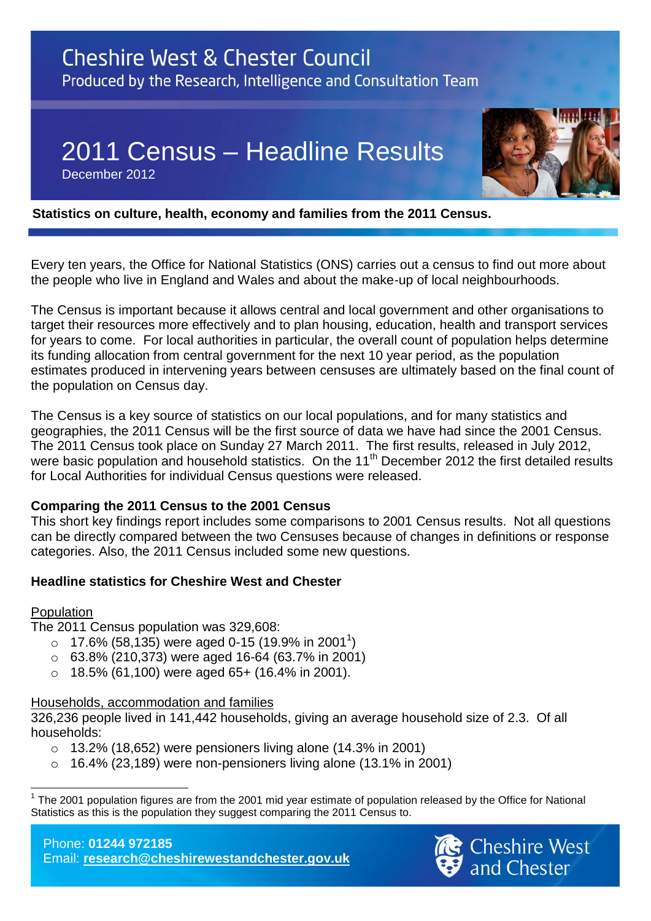Cheshire West & Chester Council

Produced by the Research, Intelligence and Consultation Team

# 2011 Census – Headline Results

December 2012

**Statistics on culture, health, economy and families from the 2011 Census.**

Every ten years, the Office for National Statistics (ONS) carries out a census to find out more about the people who live in England and Wales and about the make-up of local neighbourhoods.

The Census is important because it allows central and local government and other organisations to target their resources more effectively and to plan housing, education, health and transport services for years to come. For local authorities in particular, the overall count of population helps determine its funding allocation from central government for the next 10 year period, as the population estimates produced in intervening years between censuses are ultimately based on the final count of the population on Census day.

The Census is a key source of statistics on our local populations, and for many statistics and geographies, the 2011 Census will be the first source of data we have had since the 2001 Census. The 2011 Census took place on Sunday 27 March 2011. The first results, released in July 2012, were basic population and household statistics. On the 11th December 2012 the first detailed results for Local Authorities for individual Census questions were released.

### Comparing the 2011 Census to the 2001 Census

This short key findings report includes some comparisons to 2001 Census results. Not all questions can be directly compared between the two Censuses because of changes in definitions or response categories. Also, the 2011 Census included some new questions.

### Headline statistics for Cheshire West and Chester

Population

The 2011 Census population was 329,608:

- 17.6% (58,135) were aged 0-15 (19.9% in 2001[1])
- 63.8% (210,373) were aged 16-64 (63.7% in 2001)
- 18.5% (61,100) were aged 65+ (16.4% in 2001).

Households, accommodation and families

326,236 people lived in 141,442 households, giving an average household size of 2.3. Of all households:

- 13.2% (18,652) were pensioners living alone (14.3% in 2001)
- 16.4% (23,189) were non-pensioners living alone (13.1% in 2001)

[1] The 2001 population figures are from the 2001 mid year estimate of population released by the Office for National Statistics as this is the population they suggest comparing the 2011 Census to.

Phone: **01244 972185**
Email: **research@cheshirewestandchester.gov.uk**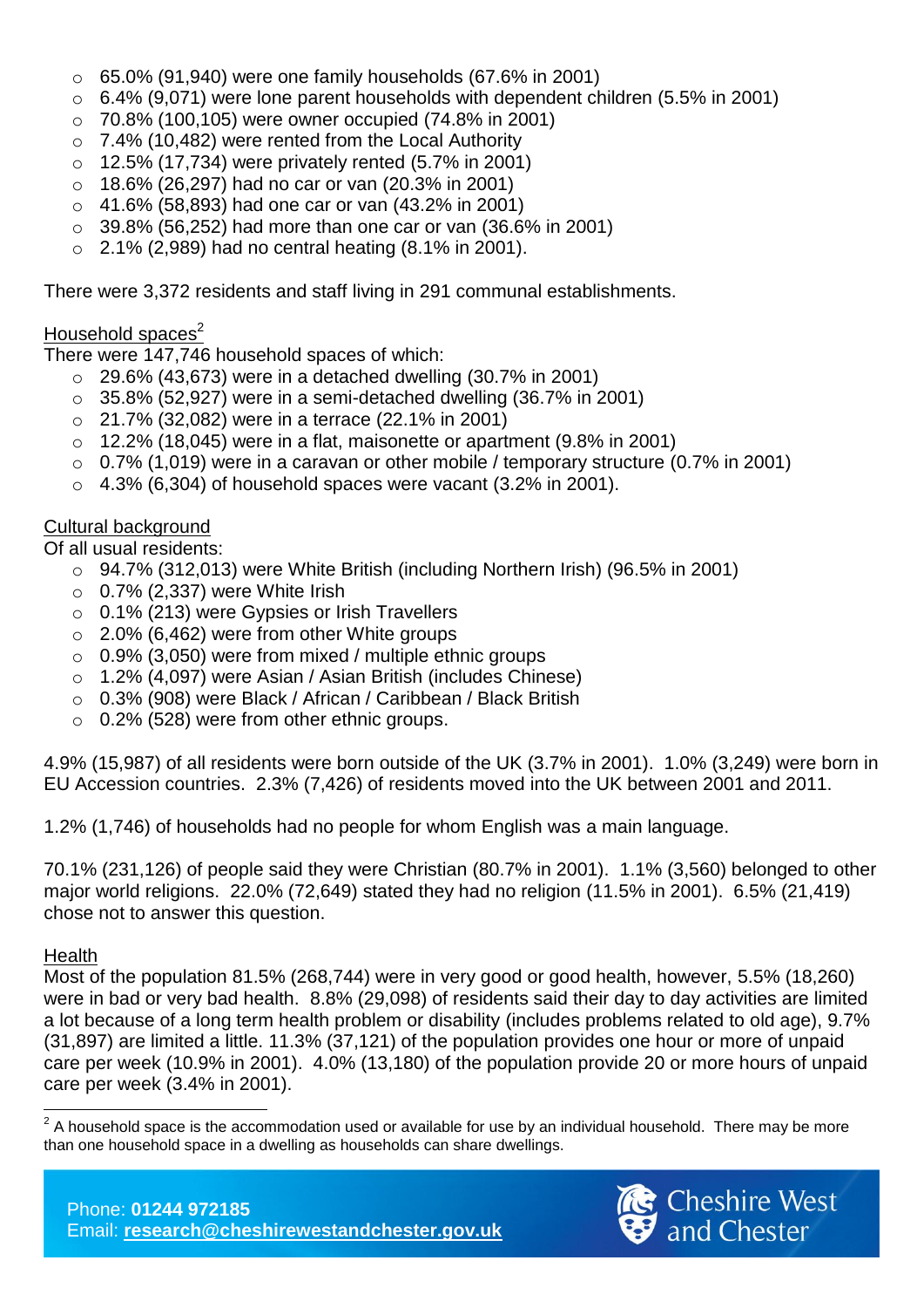- 65.0% (91,940) were one family households (67.6% in 2001)
- 6.4% (9,071) were lone parent households with dependent children (5.5% in 2001)
- 70.8% (100,105) were owner occupied (74.8% in 2001)
- 7.4% (10,482) were rented from the Local Authority
- 12.5% (17,734) were privately rented (5.7% in 2001)
- 18.6% (26,297) had no car or van (20.3% in 2001)
- 41.6% (58,893) had one car or van (43.2% in 2001)
- 39.8% (56,252) had more than one car or van (36.6% in 2001)
- 2.1% (2,989) had no central heating (8.1% in 2001).

There were 3,372 residents and staff living in 291 communal establishments.

Household spaces[2]

There were 147,746 household spaces of which:

- 29.6% (43,673) were in a detached dwelling (30.7% in 2001)
- 35.8% (52,927) were in a semi-detached dwelling (36.7% in 2001)
- 21.7% (32,082) were in a terrace (22.1% in 2001)
- 12.2% (18,045) were in a flat, maisonette or apartment (9.8% in 2001)
- 0.7% (1,019) were in a caravan or other mobile / temporary structure (0.7% in 2001)
- 4.3% (6,304) of household spaces were vacant (3.2% in 2001).

Cultural background

Of all usual residents:

- 94.7% (312,013) were White British (including Northern Irish) (96.5% in 2001)
- 0.7% (2,337) were White Irish
- 0.1% (213) were Gypsies or Irish Travellers
- 2.0% (6,462) were from other White groups
- 0.9% (3,050) were from mixed / multiple ethnic groups
- 1.2% (4,097) were Asian / Asian British (includes Chinese)
- 0.3% (908) were Black / African / Caribbean / Black British
- 0.2% (528) were from other ethnic groups.

4.9% (15,987) of all residents were born outside of the UK (3.7% in 2001). 1.0% (3,249) were born in EU Accession countries. 2.3% (7,426) of residents moved into the UK between 2001 and 2011.

1.2% (1,746) of households had no people for whom English was a main language.

70.1% (231,126) of people said they were Christian (80.7% in 2001). 1.1% (3,560) belonged to other major world religions. 22.0% (72,649) stated they had no religion (11.5% in 2001). 6.5% (21,419) chose not to answer this question.

Health

Most of the population 81.5% (268,744) were in very good or good health, however, 5.5% (18,260) were in bad or very bad health. 8.8% (29,098) of residents said their day to day activities are limited a lot because of a long term health problem or disability (includes problems related to old age), 9.7% (31,897) are limited a little. 11.3% (37,121) of the population provides one hour or more of unpaid care per week (10.9% in 2001). 4.0% (13,180) of the population provide 20 or more hours of unpaid care per week (3.4% in 2001).

[2] A household space is the accommodation used or available for use by an individual household. There may be more than one household space in a dwelling as households can share dwellings.

Phone: **01244 972185**
Email: **research@cheshirewestandchester.gov.uk**

Cheshire West and Chester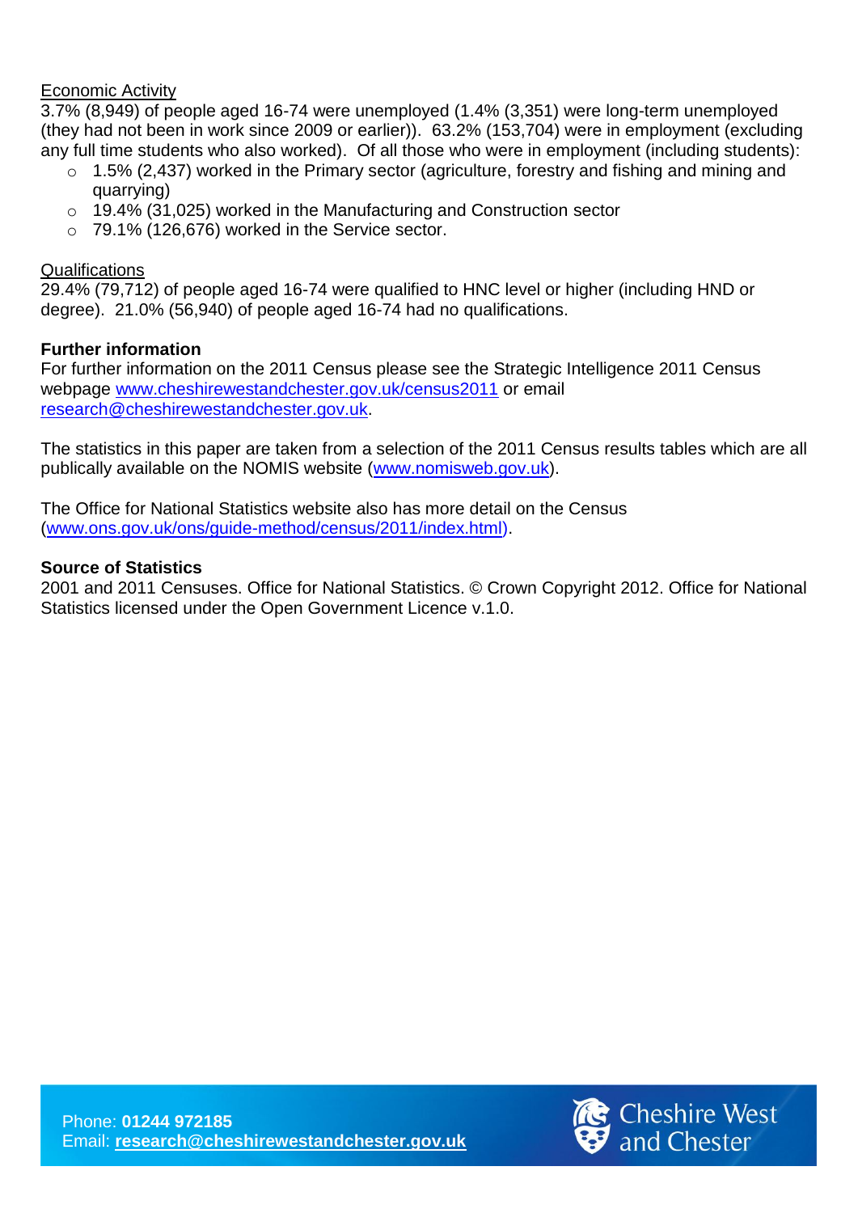Economic Activity
3.7% (8,949) of people aged 16-74 were unemployed (1.4% (3,351) were long-term unemployed (they had not been in work since 2009 or earlier)). 63.2% (153,704) were in employment (excluding any full time students who also worked). Of all those who were in employment (including students):

- 1.5% (2,437) worked in the Primary sector (agriculture, forestry and fishing and mining and quarrying)
- 19.4% (31,025) worked in the Manufacturing and Construction sector
- 79.1% (126,676) worked in the Service sector.

Qualifications
29.4% (79,712) of people aged 16-74 were qualified to HNC level or higher (including HND or degree). 21.0% (56,940) of people aged 16-74 had no qualifications.

**Further information**
For further information on the 2011 Census please see the Strategic Intelligence 2011 Census webpage www.cheshirewestandchester.gov.uk/census2011 or email research@cheshirewestandchester.gov.uk.

The statistics in this paper are taken from a selection of the 2011 Census results tables which are all publically available on the NOMIS website (www.nomisweb.gov.uk).

The Office for National Statistics website also has more detail on the Census (www.ons.gov.uk/ons/guide-method/census/2011/index.html).

**Source of Statistics**
2001 and 2011 Censuses. Office for National Statistics. © Crown Copyright 2012. Office for National Statistics licensed under the Open Government Licence v.1.0.

Phone: **01244 972185**
Email: **research@cheshirewestandchester.gov.uk**

Cheshire West and Chester